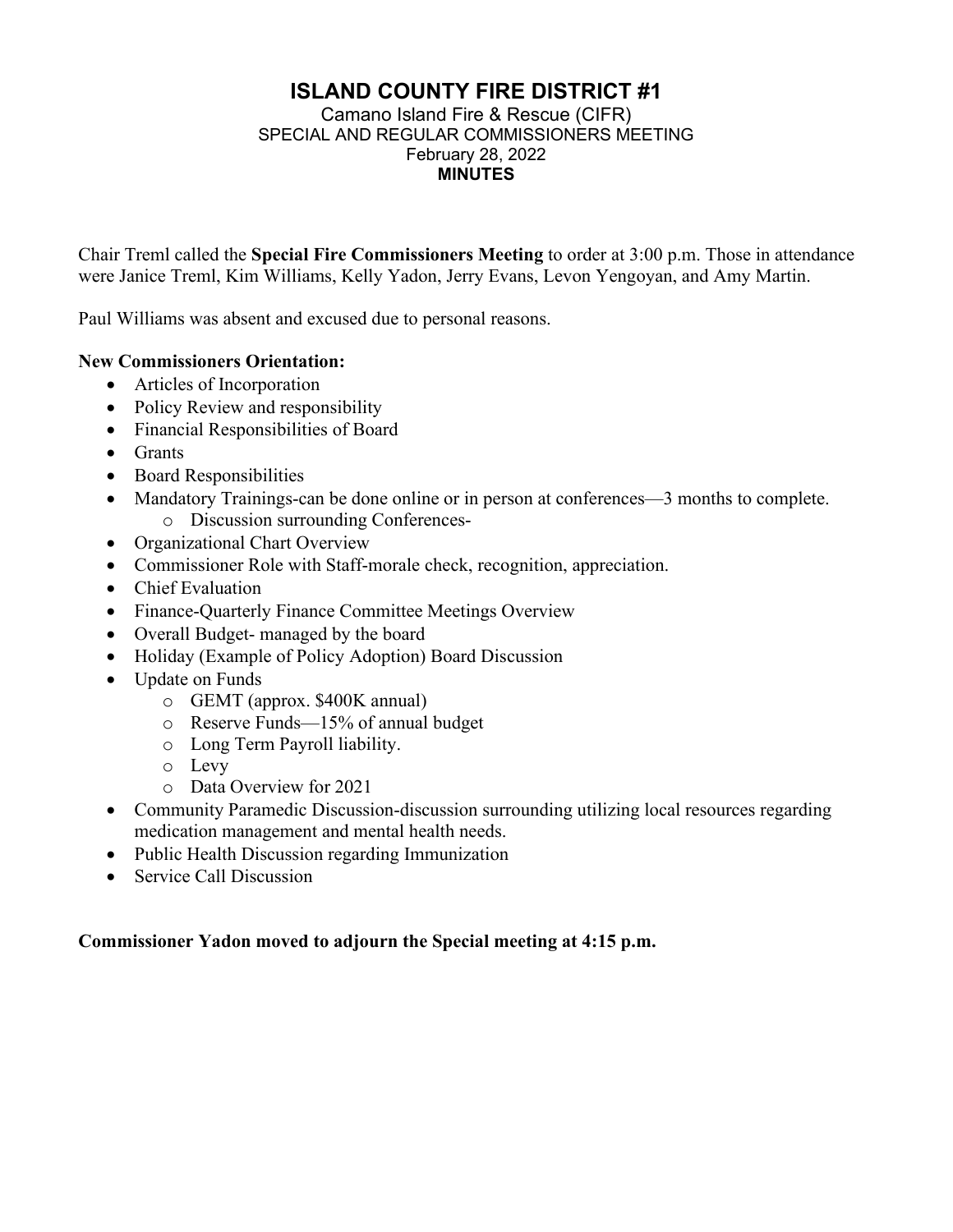# ISLAND COUNTY FIRE DISTRICT #1

Camano Island Fire & Rescue (CIFR)
SPECIAL AND REGULAR COMMISSIONERS MEETING
February 28, 2022
**MINUTES**

Chair Treml called the **Special Fire Commissioners Meeting** to order at 3:00 p.m. Those in attendance were Janice Treml, Kim Williams, Kelly Yadon, Jerry Evans, Levon Yengoyan, and Amy Martin.

Paul Williams was absent and excused due to personal reasons.

**New Commissioners Orientation:**

- Articles of Incorporation
- Policy Review and responsibility
- Financial Responsibilities of Board
- Grants
- Board Responsibilities
- Mandatory Trainings-can be done online or in person at conferences—3 months to complete.
  - Discussion surrounding Conferences-
- Organizational Chart Overview
- Commissioner Role with Staff-morale check, recognition, appreciation.
- Chief Evaluation
- Finance-Quarterly Finance Committee Meetings Overview
- Overall Budget- managed by the board
- Holiday (Example of Policy Adoption) Board Discussion
- Update on Funds
  - GEMT (approx. $400K annual)
  - Reserve Funds—15% of annual budget
  - Long Term Payroll liability.
  - Levy
  - Data Overview for 2021
- Community Paramedic Discussion-discussion surrounding utilizing local resources regarding medication management and mental health needs.
- Public Health Discussion regarding Immunization
- Service Call Discussion

**Commissioner Yadon moved to adjourn the Special meeting at 4:15 p.m.**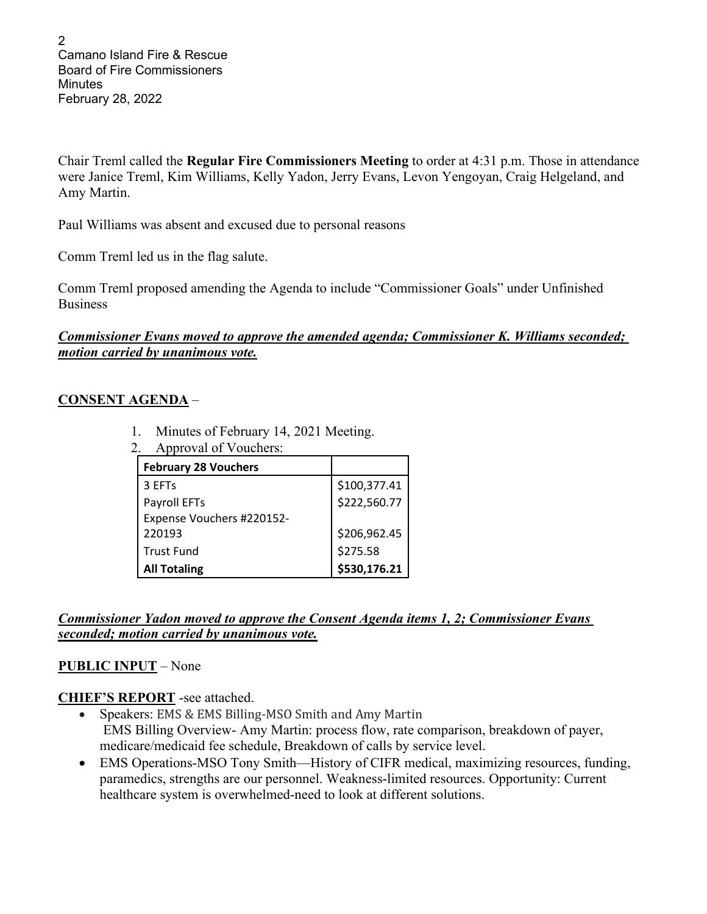Chair Treml called the **Regular Fire Commissioners Meeting** to order at 4:31 p.m. Those in attendance were Janice Treml, Kim Williams, Kelly Yadon, Jerry Evans, Levon Yengoyan, Craig Helgeland, and Amy Martin.

Paul Williams was absent and excused due to personal reasons

Comm Treml led us in the flag salute.

Comm Treml proposed amending the Agenda to include "Commissioner Goals" under Unfinished Business

***Commissioner Evans moved to approve the amended agenda; Commissioner K. Williams seconded; motion carried by unanimous vote.***

## CONSENT AGENDA –

1. Minutes of February 14, 2021 Meeting.
2. Approval of Vouchers:

| **February 28 Vouchers** | |
|---|---|
| 3 EFTs | $100,377.41 |
| Payroll EFTs | $222,560.77 |
| Expense Vouchers #220152-220193 | $206,962.45 |
| Trust Fund | $275.58 |
| **All Totaling** | **$530,176.21** |

***Commissioner Yadon moved to approve the Consent Agenda items 1, 2; Commissioner Evans seconded; motion carried by unanimous vote.***

**PUBLIC INPUT** – None

**CHIEF'S REPORT** -see attached.

- Speakers: EMS & EMS Billing-MSO Smith and Amy Martin
  EMS Billing Overview- Amy Martin: process flow, rate comparison, breakdown of payer, medicare/medicaid fee schedule, Breakdown of calls by service level.
- EMS Operations-MSO Tony Smith—History of CIFR medical, maximizing resources, funding, paramedics, strengths are our personnel. Weakness-limited resources. Opportunity: Current healthcare system is overwhelmed-need to look at different solutions.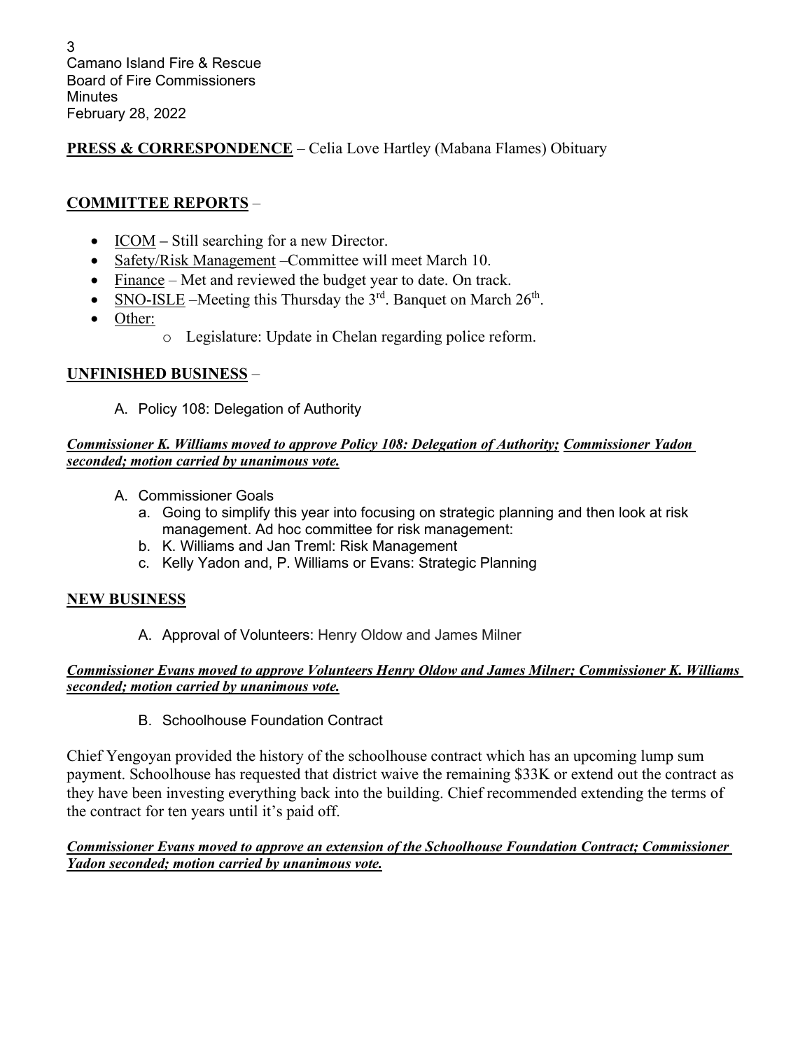**PRESS & CORRESPONDENCE** – Celia Love Hartley (Mabana Flames) Obituary

**COMMITTEE REPORTS** –

- ICOM – Still searching for a new Director.
- Safety/Risk Management –Committee will meet March 10.
- Finance – Met and reviewed the budget year to date. On track.
- SNO-ISLE –Meeting this Thursday the 3rd. Banquet on March 26th.
- Other:
    - Legislature: Update in Chelan regarding police reform.

**UNFINISHED BUSINESS** –

A. Policy 108: Delegation of Authority

***Commissioner K. Williams moved to approve Policy 108: Delegation of Authority; Commissioner Yadon seconded; motion carried by unanimous vote.***

A. Commissioner Goals
   a. Going to simplify this year into focusing on strategic planning and then look at risk management. Ad hoc committee for risk management:
   b. K. Williams and Jan Treml: Risk Management
   c. Kelly Yadon and, P. Williams or Evans: Strategic Planning

**NEW BUSINESS**

A. Approval of Volunteers: Henry Oldow and James Milner

***Commissioner Evans moved to approve Volunteers Henry Oldow and James Milner; Commissioner K. Williams seconded; motion carried by unanimous vote.***

B. Schoolhouse Foundation Contract

Chief Yengoyan provided the history of the schoolhouse contract which has an upcoming lump sum payment. Schoolhouse has requested that district waive the remaining $33K or extend out the contract as they have been investing everything back into the building. Chief recommended extending the terms of the contract for ten years until it's paid off.

***Commissioner Evans moved to approve an extension of the Schoolhouse Foundation Contract; Commissioner Yadon seconded; motion carried by unanimous vote.***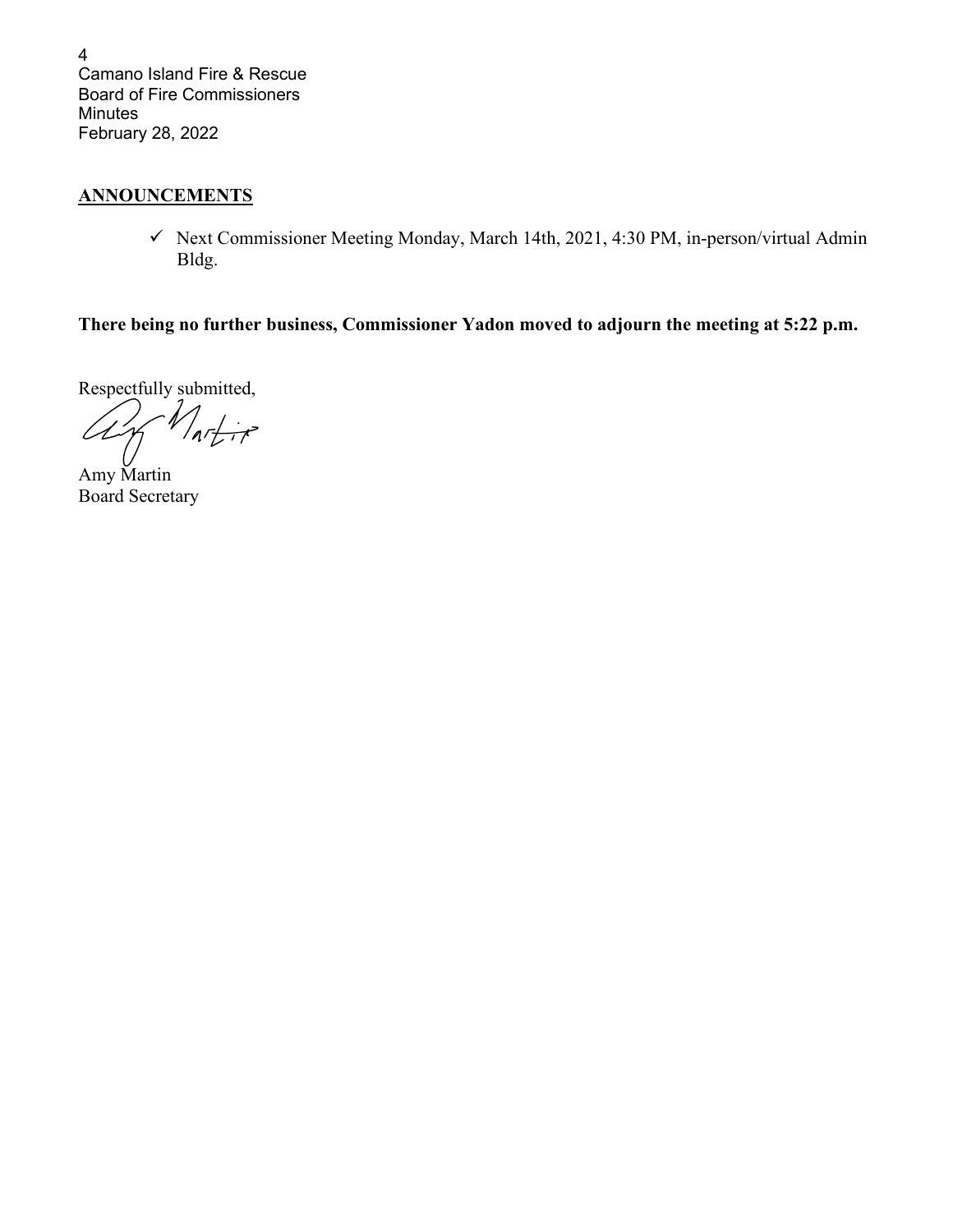## ANNOUNCEMENTS

- ✓ Next Commissioner Meeting Monday, March 14th, 2021, 4:30 PM, in-person/virtual Admin Bldg.

**There being no further business, Commissioner Yadon moved to adjourn the meeting at 5:22 p.m.**

Respectfully submitted,

Amy Martin
Board Secretary